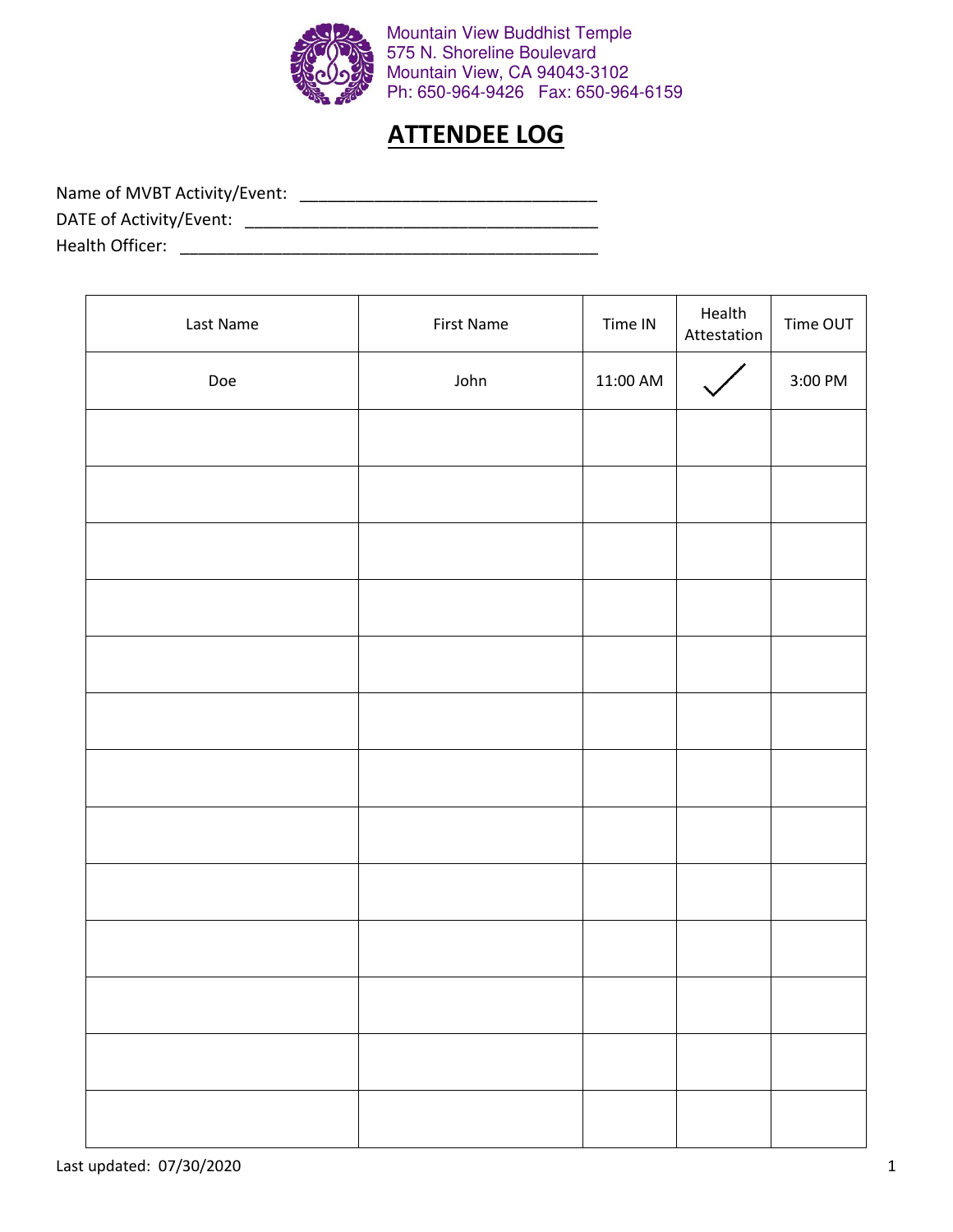Mountain View Buddhist Temple
575 N. Shoreline Boulevard
Mountain View, CA 94043-3102
Ph: 650-964-9426 Fax: 650-964-6159

# ATTENDEE LOG

Name of MVBT Activity/Event: ______________________________

DATE of Activity/Event: ____________________________________

Health Officer: __________________________________________

| Last Name | First Name | Time IN | Health Attestation | Time OUT |
|---|---|---|---|---|
| Doe | John | 11:00 AM | ✓ | 3:00 PM |
| | | | | |
| | | | | |
| | | | | |
| | | | | |
| | | | | |
| | | | | |
| | | | | |
| | | | | |
| | | | | |
| | | | | |
| | | | | |
| | | | | |
| | | | | |

Last updated: 07/30/2020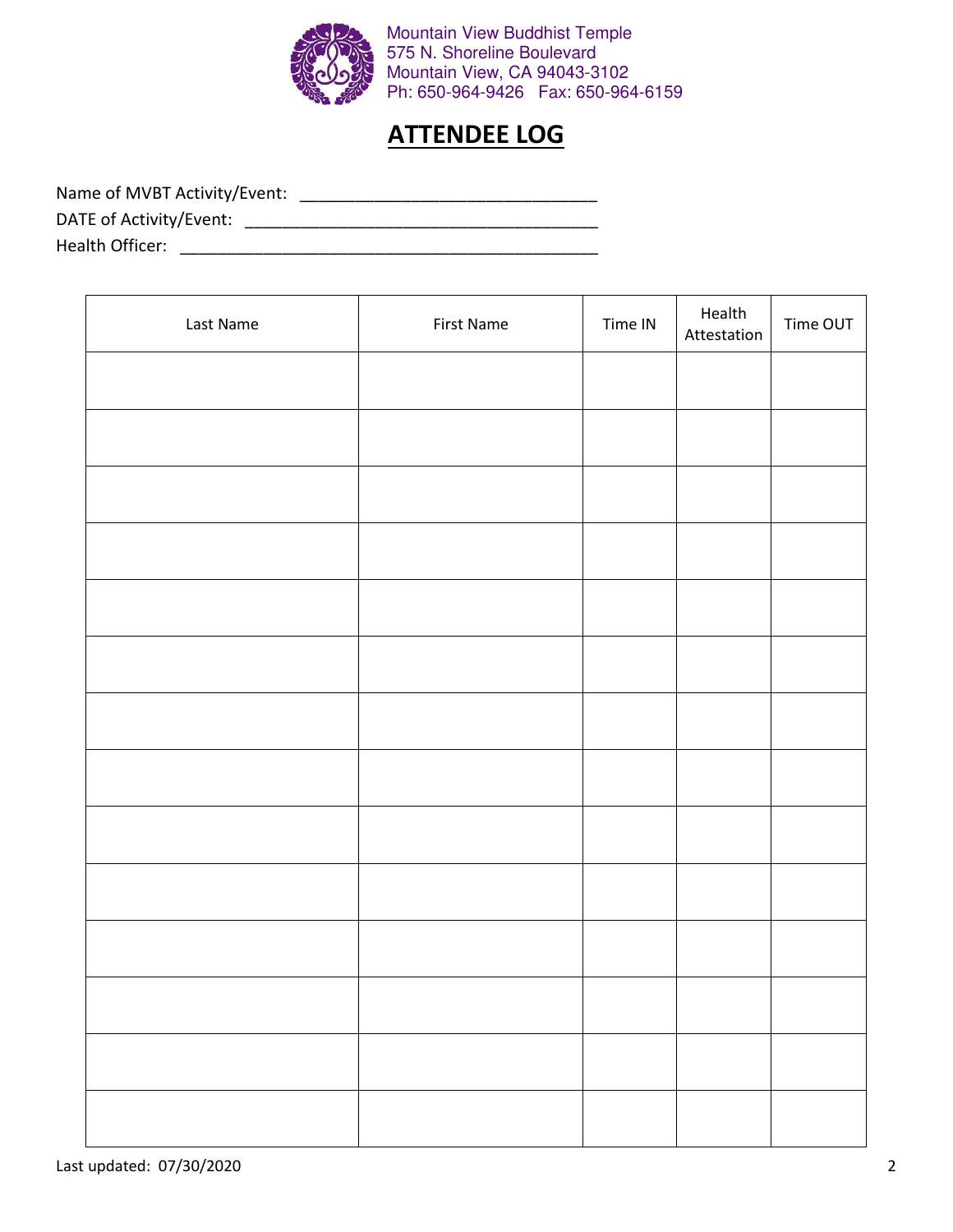Mountain View Buddhist Temple
575 N. Shoreline Boulevard
Mountain View, CA 94043-3102
Ph: 650-964-9426 Fax: 650-964-6159

# ATTENDEE LOG

Name of MVBT Activity/Event: ________________________________

DATE of Activity/Event: ______________________________________

Health Officer: ______________________________________________

| Last Name | First Name | Time IN | Health Attestation | Time OUT |
|---|---|---|---|---|
| | | | | |
| | | | | |
| | | | | |
| | | | | |
| | | | | |
| | | | | |
| | | | | |
| | | | | |
| | | | | |
| | | | | |
| | | | | |
| | | | | |
| | | | | |
| | | | | |

Last updated: 07/30/2020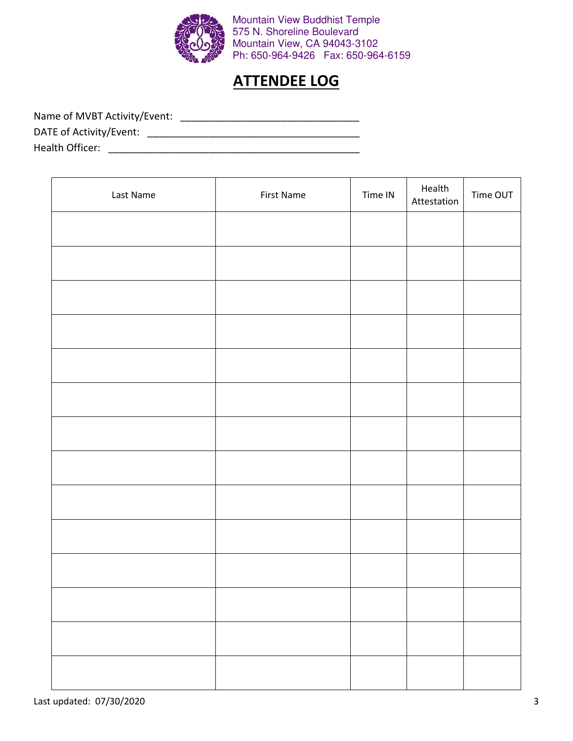Mountain View Buddhist Temple
575 N. Shoreline Boulevard
Mountain View, CA 94043-3102
Ph: 650-964-9426 Fax: 650-964-6159

# ATTENDEE LOG

Name of MVBT Activity/Event: ________________________________

DATE of Activity/Event: ______________________________________

Health Officer: ______________________________________________

| Last Name | First Name | Time IN | Health Attestation | Time OUT |
|---|---|---|---|---|
| | | | | |
| | | | | |
| | | | | |
| | | | | |
| | | | | |
| | | | | |
| | | | | |
| | | | | |
| | | | | |
| | | | | |
| | | | | |
| | | | | |
| | | | | |
| | | | | |

Last updated: 07/30/2020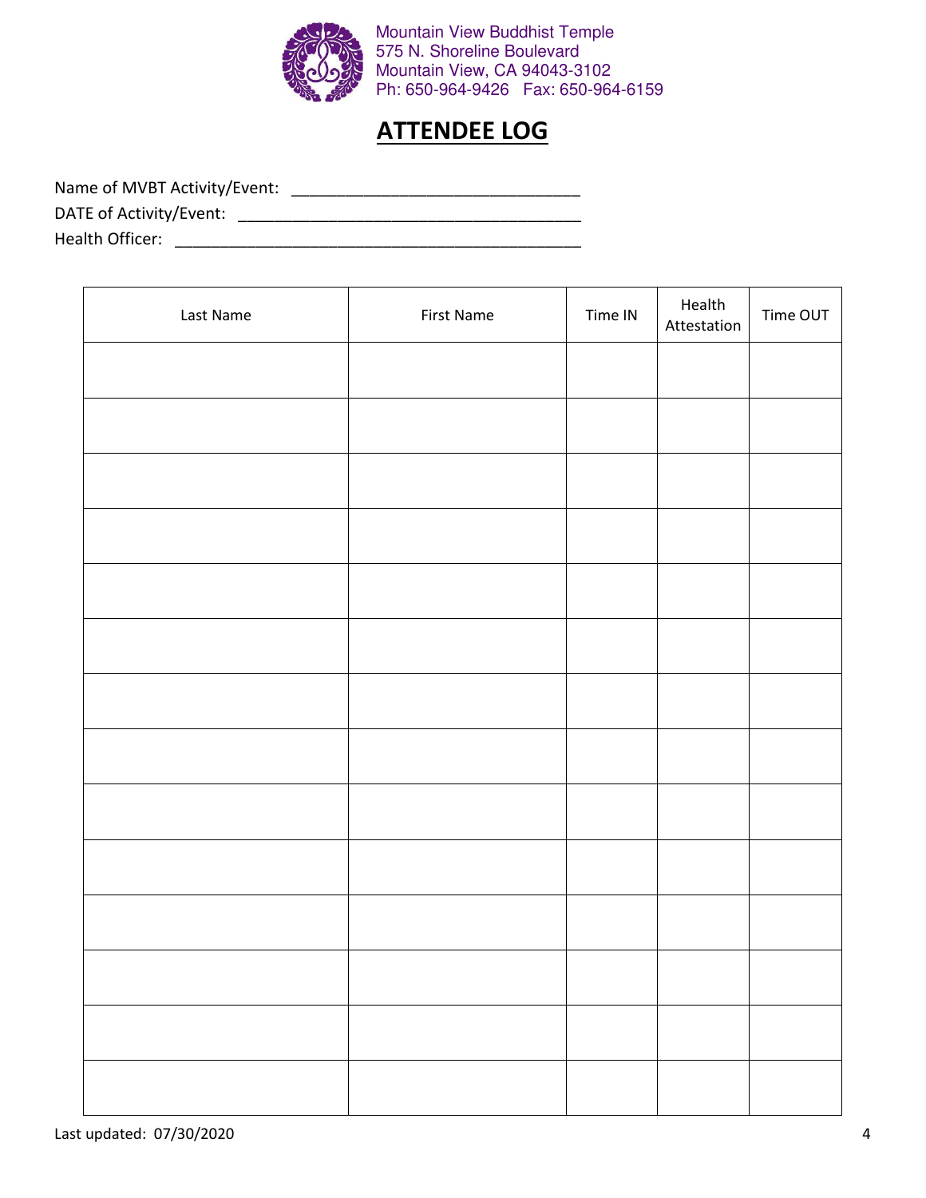Mountain View Buddhist Temple
575 N. Shoreline Boulevard
Mountain View, CA 94043-3102
Ph: 650-964-9426 Fax: 650-964-6159

# ATTENDEE LOG

Name of MVBT Activity/Event: ________________________________

DATE of Activity/Event: ______________________________________

Health Officer: ______________________________________________

| Last Name | First Name | Time IN | Health Attestation | Time OUT |
|---|---|---|---|---|
| | | | | |
| | | | | |
| | | | | |
| | | | | |
| | | | | |
| | | | | |
| | | | | |
| | | | | |
| | | | | |
| | | | | |
| | | | | |
| | | | | |
| | | | | |
| | | | | |

Last updated: 07/30/2020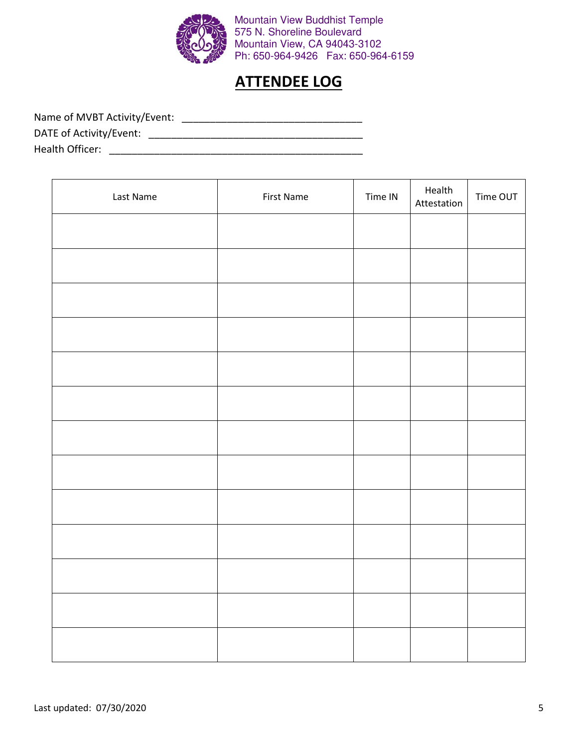Mountain View Buddhist Temple
575 N. Shoreline Boulevard
Mountain View, CA 94043-3102
Ph: 650-964-9426 Fax: 650-964-6159

# ATTENDEE LOG

Name of MVBT Activity/Event: _______________________________

DATE of Activity/Event: _____________________________________

Health Officer: _____________________________________________

| Last Name | First Name | Time IN | Health Attestation | Time OUT |
|---|---|---|---|---|
| | | | | |
| | | | | |
| | | | | |
| | | | | |
| | | | | |
| | | | | |
| | | | | |
| | | | | |
| | | | | |
| | | | | |
| | | | | |
| | | | | |
| | | | | |

Last updated: 07/30/2020